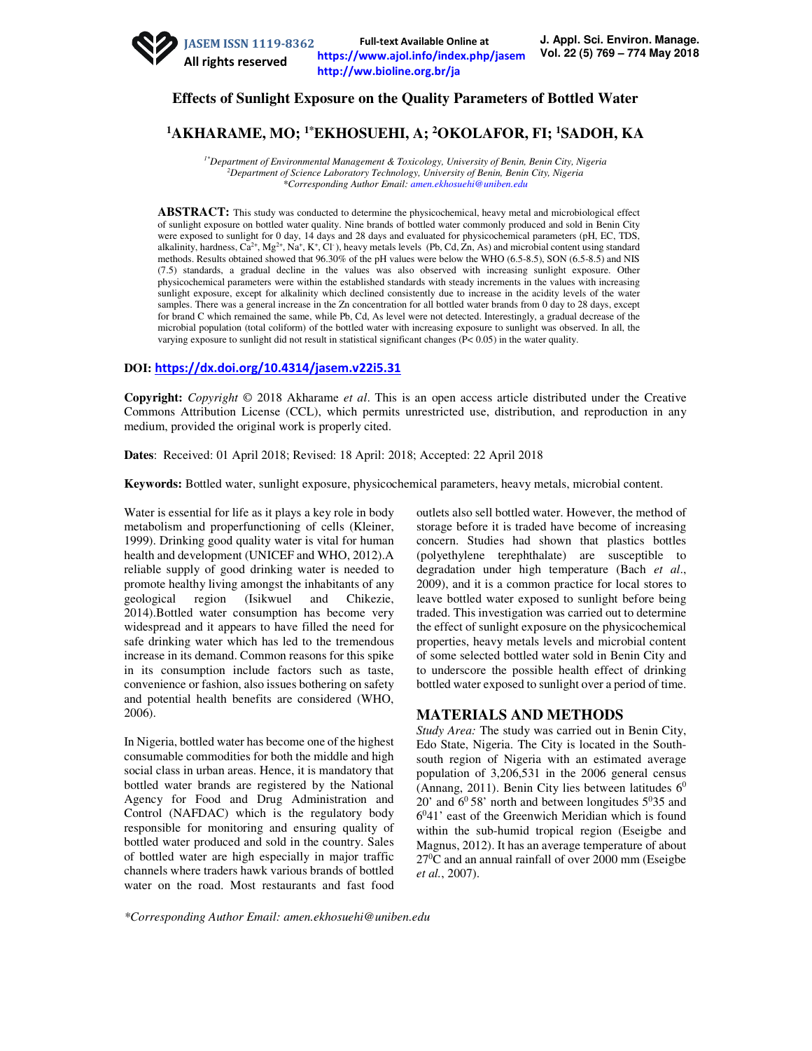# Effects of Sunlight Exposure on the Quality Parameters of Bottled Water

## [1]AKHARAME, MO; [1*]EKHOSUEHI, A; [2]OKOLAFOR, FI; [1]SADOH, KA

*[1*]Department of Environmental Management & Toxicology, University of Benin, Benin City, Nigeria*
*[2]Department of Science Laboratory Technology, University of Benin, Benin City, Nigeria*
*\*Corresponding Author Email: amen.ekhosuehi@uniben.edu*

**ABSTRACT:** This study was conducted to determine the physicochemical, heavy metal and microbiological effect of sunlight exposure on bottled water quality. Nine brands of bottled water commonly produced and sold in Benin City were exposed to sunlight for 0 day, 14 days and 28 days and evaluated for physicochemical parameters (pH, EC, TDS, alkalinity, hardness, $Ca^{2+}$, $Mg^{2+}$, $Na^{+}$, $K^{+}$, $Cl^{-}$), heavy metals levels (Pb, Cd, Zn, As) and microbial content using standard methods. Results obtained showed that 96.30% of the pH values were below the WHO (6.5-8.5), SON (6.5-8.5) and NIS (7.5) standards, a gradual decline in the values was also observed with increasing sunlight exposure. Other physicochemical parameters were within the established standards with steady increments in the values with increasing sunlight exposure, except for alkalinity which declined consistently due to increase in the acidity levels of the water samples. There was a general increase in the Zn concentration for all bottled water brands from 0 day to 28 days, except for brand C which remained the same, while Pb, Cd, As level were not detected. Interestingly, a gradual decrease of the microbial population (total coliform) of the bottled water with increasing exposure to sunlight was observed. In all, the varying exposure to sunlight did not result in statistical significant changes ($P < 0.05$) in the water quality.

**DOI:** https://dx.doi.org/10.4314/jasem.v22i5.31

**Copyright:** *Copyright* © 2018 Akharame *et al*. This is an open access article distributed under the Creative Commons Attribution License (CCL), which permits unrestricted use, distribution, and reproduction in any medium, provided the original work is properly cited.

**Dates**: Received: 01 April 2018; Revised: 18 April: 2018; Accepted: 22 April 2018

**Keywords:** Bottled water, sunlight exposure, physicochemical parameters, heavy metals, microbial content.

Water is essential for life as it plays a key role in body metabolism and properfunctioning of cells (Kleiner, 1999). Drinking good quality water is vital for human health and development (UNICEF and WHO, 2012).A reliable supply of good drinking water is needed to promote healthy living amongst the inhabitants of any geological region (Isikwuel and Chikezie, 2014).Bottled water consumption has become very widespread and it appears to have filled the need for safe drinking water which has led to the tremendous increase in its demand. Common reasons for this spike in its consumption include factors such as taste, convenience or fashion, also issues bothering on safety and potential health benefits are considered (WHO, 2006).

In Nigeria, bottled water has become one of the highest consumable commodities for both the middle and high social class in urban areas. Hence, it is mandatory that bottled water brands are registered by the National Agency for Food and Drug Administration and Control (NAFDAC) which is the regulatory body responsible for monitoring and ensuring quality of bottled water produced and sold in the country. Sales of bottled water are high especially in major traffic channels where traders hawk various brands of bottled water on the road. Most restaurants and fast food outlets also sell bottled water. However, the method of storage before it is traded have become of increasing concern. Studies had shown that plastics bottles (polyethylene terephthalate) are susceptible to degradation under high temperature (Bach *et al*., 2009), and it is a common practice for local stores to leave bottled water exposed to sunlight before being traded. This investigation was carried out to determine the effect of sunlight exposure on the physicochemical properties, heavy metals levels and microbial content of some selected bottled water sold in Benin City and to underscore the possible health effect of drinking bottled water exposed to sunlight over a period of time.

## MATERIALS AND METHODS

*Study Area:* The study was carried out in Benin City, Edo State, Nigeria. The City is located in the South-south region of Nigeria with an estimated average population of 3,206,531 in the 2006 general census (Annang, 2011). Benin City lies between latitudes $6^0$ 20' and $6^0$ 58' north and between longitudes $5^0$35 and $6^0$41' east of the Greenwich Meridian which is found within the sub-humid tropical region (Eseigbe and Magnus, 2012). It has an average temperature of about $27^0$C and an annual rainfall of over 2000 mm (Eseigbe *et al.*, 2007).

*\*Corresponding Author Email: amen.ekhosuehi@uniben.edu*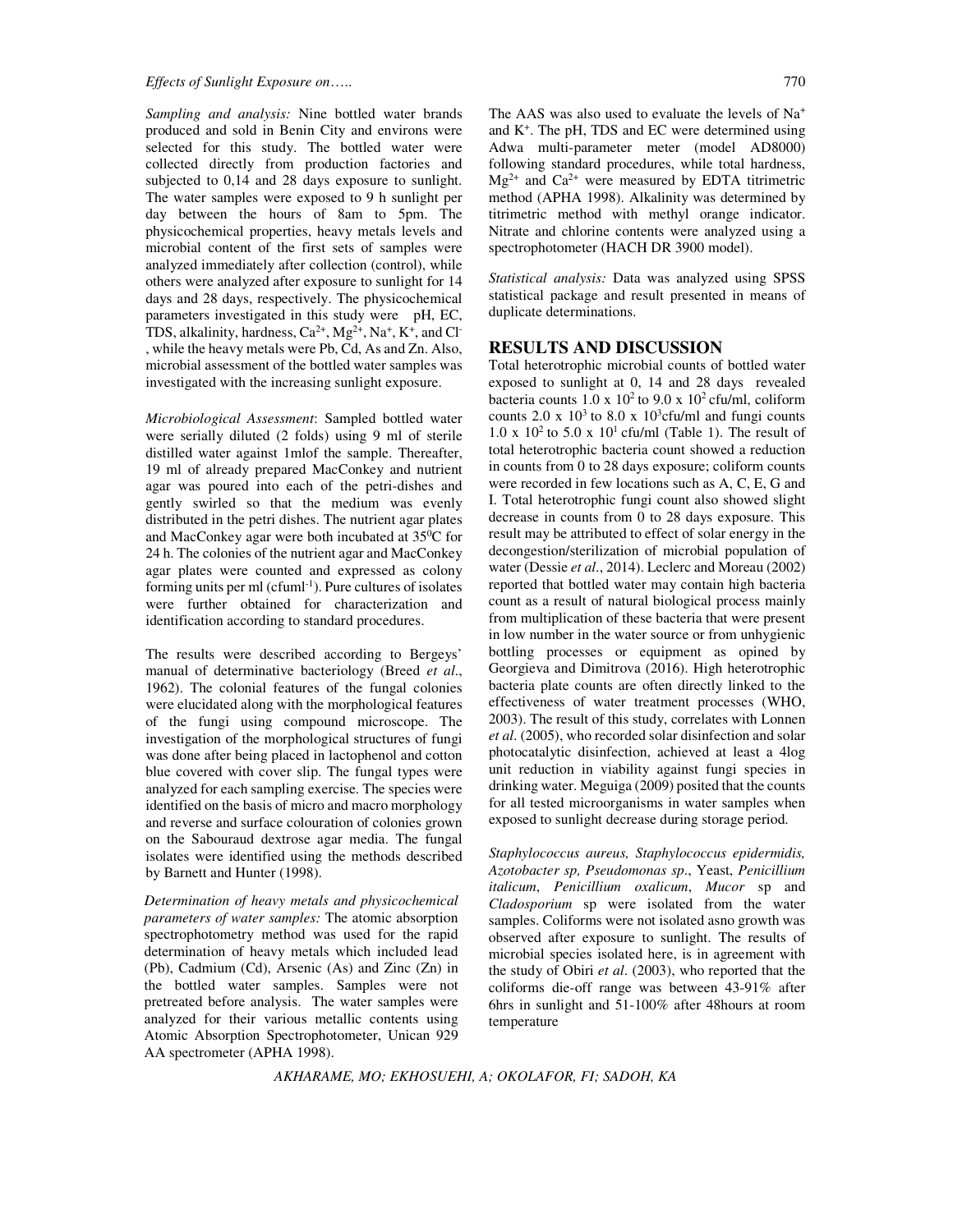*Sampling and analysis:* Nine bottled water brands produced and sold in Benin City and environs were selected for this study. The bottled water were collected directly from production factories and subjected to 0,14 and 28 days exposure to sunlight. The water samples were exposed to 9 h sunlight per day between the hours of 8am to 5pm. The physicochemical properties, heavy metals levels and microbial content of the first sets of samples were analyzed immediately after collection (control), while others were analyzed after exposure to sunlight for 14 days and 28 days, respectively. The physicochemical parameters investigated in this study were pH, EC, TDS, alkalinity, hardness, $Ca^{2+}$, $Mg^{2+}$, $Na^{+}$, $K^{+}$, and $Cl^{-}$, while the heavy metals were Pb, Cd, As and Zn. Also, microbial assessment of the bottled water samples was investigated with the increasing sunlight exposure.

*Microbiological Assessment*: Sampled bottled water were serially diluted (2 folds) using 9 ml of sterile distilled water against 1mlof the sample. Thereafter, 19 ml of already prepared MacConkey and nutrient agar was poured into each of the petri-dishes and gently swirled so that the medium was evenly distributed in the petri dishes. The nutrient agar plates and MacConkey agar were both incubated at $35^{0}C$ for 24 h. The colonies of the nutrient agar and MacConkey agar plates were counted and expressed as colony forming units per ml ($cfuml^{-1}$). Pure cultures of isolates were further obtained for characterization and identification according to standard procedures.

The results were described according to Bergeys' manual of determinative bacteriology (Breed *et al*., 1962). The colonial features of the fungal colonies were elucidated along with the morphological features of the fungi using compound microscope. The investigation of the morphological structures of fungi was done after being placed in lactophenol and cotton blue covered with cover slip. The fungal types were analyzed for each sampling exercise. The species were identified on the basis of micro and macro morphology and reverse and surface colouration of colonies grown on the Sabouraud dextrose agar media. The fungal isolates were identified using the methods described by Barnett and Hunter (1998).

*Determination of heavy metals and physicochemical parameters of water samples:* The atomic absorption spectrophotometry method was used for the rapid determination of heavy metals which included lead (Pb), Cadmium (Cd), Arsenic (As) and Zinc (Zn) in the bottled water samples. Samples were not pretreated before analysis. The water samples were analyzed for their various metallic contents using Atomic Absorption Spectrophotometer, Unican 929 AA spectrometer (APHA 1998).

The AAS was also used to evaluate the levels of $Na^{+}$ and $K^{+}$. The pH, TDS and EC were determined using Adwa multi-parameter meter (model AD8000) following standard procedures, while total hardness, $Mg^{2+}$ and $Ca^{2+}$ were measured by EDTA titrimetric method (APHA 1998). Alkalinity was determined by titrimetric method with methyl orange indicator. Nitrate and chlorine contents were analyzed using a spectrophotometer (HACH DR 3900 model).

*Statistical analysis:* Data was analyzed using SPSS statistical package and result presented in means of duplicate determinations.

## RESULTS AND DISCUSSION

Total heterotrophic microbial counts of bottled water exposed to sunlight at 0, 14 and 28 days revealed bacteria counts $1.0 \times 10^{2}$ to $9.0 \times 10^{2}$ cfu/ml, coliform counts $2.0 \times 10^{3}$ to $8.0 \times 10^{3}$cfu/ml and fungi counts $1.0 \times 10^{2}$ to $5.0 \times 10^{1}$ cfu/ml (Table 1). The result of total heterotrophic bacteria count showed a reduction in counts from 0 to 28 days exposure; coliform counts were recorded in few locations such as A, C, E, G and I. Total heterotrophic fungi count also showed slight decrease in counts from 0 to 28 days exposure. This result may be attributed to effect of solar energy in the decongestion/sterilization of microbial population of water (Dessie *et al*., 2014). Leclerc and Moreau (2002) reported that bottled water may contain high bacteria count as a result of natural biological process mainly from multiplication of these bacteria that were present in low number in the water source or from unhygienic bottling processes or equipment as opined by Georgieva and Dimitrova (2016). High heterotrophic bacteria plate counts are often directly linked to the effectiveness of water treatment processes (WHO, 2003). The result of this study, correlates with Lonnen *et al*. (2005), who recorded solar disinfection and solar photocatalytic disinfection, achieved at least a 4log unit reduction in viability against fungi species in drinking water. Meguiga (2009) posited that the counts for all tested microorganisms in water samples when exposed to sunlight decrease during storage period.

*Staphylococcus aureus, Staphylococcus epidermidis, Azotobacter sp, Pseudomonas sp*., Yeast, *Penicillium italicum*, *Penicillium oxalicum*, *Mucor* sp and *Cladosporium* sp were isolated from the water samples. Coliforms were not isolated asno growth was observed after exposure to sunlight. The results of microbial species isolated here, is in agreement with the study of Obiri *et al*. (2003), who reported that the coliforms die-off range was between 43-91% after 6hrs in sunlight and 51-100% after 48hours at room temperature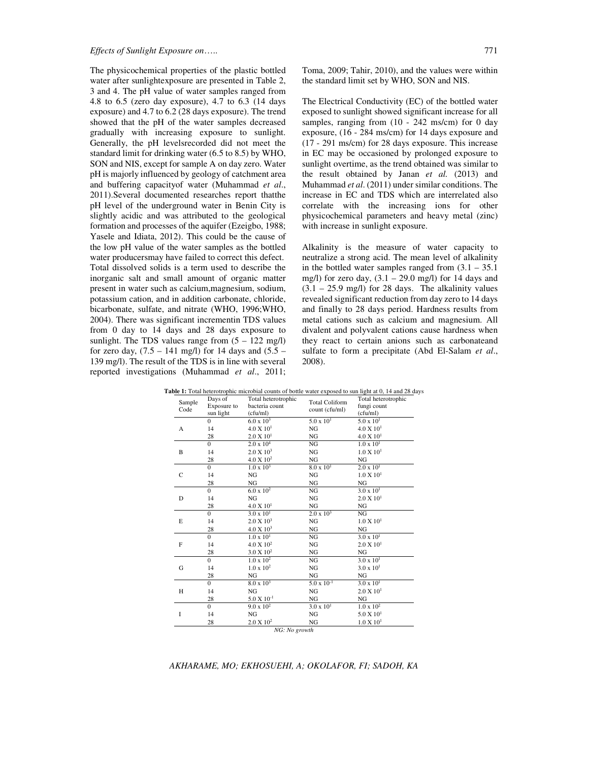The physicochemical properties of the plastic bottled water after sunlightexposure are presented in Table 2, 3 and 4. The pH value of water samples ranged from 4.8 to 6.5 (zero day exposure), 4.7 to 6.3 (14 days exposure) and 4.7 to 6.2 (28 days exposure). The trend showed that the pH of the water samples decreased gradually with increasing exposure to sunlight. Generally, the pH levelsrecorded did not meet the standard limit for drinking water (6.5 to 8.5) by WHO, SON and NIS, except for sample A on day zero. Water pH is majorly influenced by geology of catchment area and buffering capacityof water (Muhammad *et al*., 2011).Several documented researches report thatthe pH level of the underground water in Benin City is slightly acidic and was attributed to the geological formation and processes of the aquifer (Ezeigbo, 1988; Yasele and Idiata, 2012). This could be the cause of the low pH value of the water samples as the bottled water producersmay have failed to correct this defect.

Total dissolved solids is a term used to describe the inorganic salt and small amount of organic matter present in water such as calcium,magnesium, sodium, potassium cation, and in addition carbonate, chloride, bicarbonate, sulfate, and nitrate (WHO, 1996;WHO, 2004). There was significant incrementin TDS values from 0 day to 14 days and 28 days exposure to sunlight. The TDS values range from (5 – 122 mg/l) for zero day, (7.5 – 141 mg/l) for 14 days and (5.5 – 139 mg/l). The result of the TDS is in line with several reported investigations (Muhammad *et al*., 2011; Toma, 2009; Tahir, 2010), and the values were within the standard limit set by WHO, SON and NIS.

The Electrical Conductivity (EC) of the bottled water exposed to sunlight showed significant increase for all samples, ranging from (10 - 242 ms/cm) for 0 day exposure, (16 - 284 ms/cm) for 14 days exposure and (17 - 291 ms/cm) for 28 days exposure. This increase in EC may be occasioned by prolonged exposure to sunlight overtime, as the trend obtained was similar to the result obtained by Janan *et al.* (2013) and Muhammad *et al*. (2011) under similar conditions. The increase in EC and TDS which are interrelated also correlate with the increasing ions for other physicochemical parameters and heavy metal (zinc) with increase in sunlight exposure.

Alkalinity is the measure of water capacity to neutralize a strong acid. The mean level of alkalinity in the bottled water samples ranged from (3.1 – 35.1 mg/l) for zero day, (3.1 – 29.0 mg/l) for 14 days and (3.1 – 25.9 mg/l) for 28 days. The alkalinity values revealed significant reduction from day zero to 14 days and finally to 28 days period. Hardness results from metal cations such as calcium and magnesium. All divalent and polyvalent cations cause hardness when they react to certain anions such as carbonateand sulfate to form a precipitate (Abd El-Salam *et al*., 2008).

**Table 1:** Total heterotrophic microbial counts of bottle water exposed to sun light at 0, 14 and 28 days

| Sample Code | Days of Exposure to sun light | Total heterotrophic bacteria count (cfu/ml) | Total Coliform count (cfu/ml) | Total heterotrophic fungi count (cfu/ml) |
|---|---|---|---|---|
| A | 0 | $6.0 \times 10^3$ | $5.0 \times 10^1$ | $5.0 \times 10^1$ |
| | 14 | $4.0 \times 10^1$ | NG | $4.0 \times 10^1$ |
| | 28 | $2.0 \times 10^1$ | NG | $4.0 \times 10^1$ |
| B | 0 | $2.0 \times 10^4$ | NG | $1.0 \times 10^1$ |
| | 14 | $2.0 \times 10^3$ | NG | $1.0 \times 10^1$ |
| | 28 | $4.0 \times 10^2$ | NG | NG |
| C | 0 | $1.0 \times 10^3$ | $8.0 \times 10^1$ | $2.0 \times 10^1$ |
| | 14 | NG | NG | $1.0 \times 10^1$ |
| | 28 | NG | NG | NG |
| D | 0 | $6.0 \times 10^2$ | NG | $3.0 \times 10^1$ |
| | 14 | NG | NG | $2.0 \times 10^1$ |
| | 28 | $4.0 \times 10^1$ | NG | NG |
| E | 0 | $3.0 \times 10^1$ | $2.0 \times 10^3$ | NG |
| | 14 | $2.0 \times 10^3$ | NG | $1.0 \times 10^1$ |
| | 28 | $4.0 \times 10^3$ | NG | NG |
| F | 0 | $1.0 \times 10^1$ | NG | $3.0 \times 10^1$ |
| | 14 | $4.0 \times 10^2$ | NG | $2.0 \times 10^1$ |
| | 28 | $3.0 \times 10^2$ | NG | NG |
| G | 0 | $1.0 \times 10^2$ | NG | $3.0 \times 10^1$ |
| | 14 | $1.0 \times 10^2$ | NG | $3.0 \times 10^1$ |
| | 28 | NG | NG | NG |
| H | 0 | $8.0 \times 10^3$ | $5.0 \times 10^{-1}$ | $3.0 \times 10^1$ |
| | 14 | NG | NG | $2.0 \times 10^1$ |
| | 28 | $5.0 \times 10^{-1}$ | NG | NG |
| I | 0 | $9.0 \times 10^2$ | $3.0 \times 10^1$ | $1.0 \times 10^2$ |
| | 14 | NG | NG | $5.0 \times 10^1$ |
| | 28 | $2.0 \times 10^2$ | NG | $1.0 \times 10^1$ |

*NG: No growth*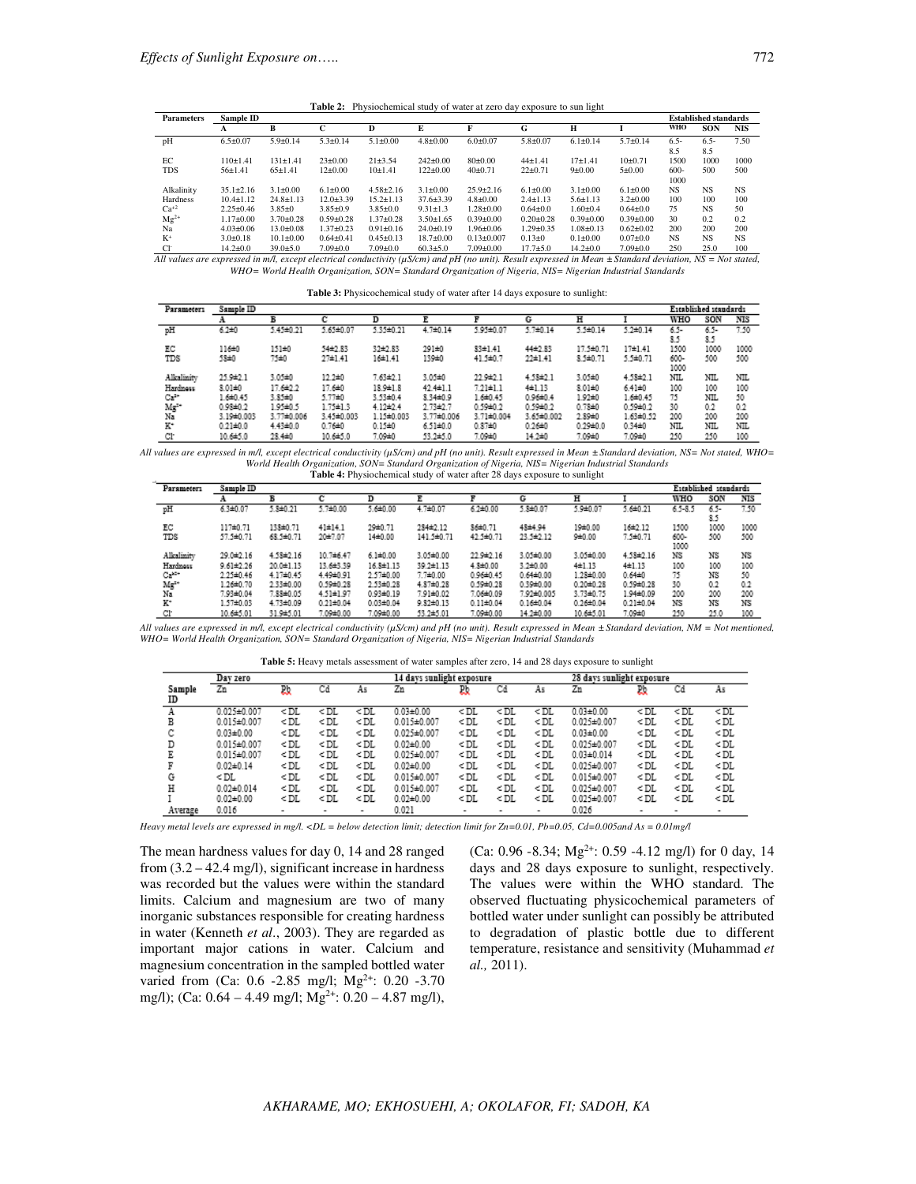**Table 2:** Physiochemical study of water at zero day exposure to sun light

| Parameters | Sample ID | | | | | | | | | Established standards | | |
|---|---|---|---|---|---|---|---|---|---|---|---|---|
| | A | B | C | D | E | F | G | H | I | WHO | SON | NIS |
| pH | 6.5±0.07 | 5.9±0.14 | 5.3±0.14 | 5.1±0.00 | 4.8±0.00 | 6.0±0.07 | 5.8±0.07 | 6.1±0.14 | 5.7±0.14 | 6.5-8.5 | 6.5-8.5 | 7.50 |
| EC | 110±1.41 | 131±1.41 | 23±0.00 | 21±3.54 | 242±0.00 | 80±0.00 | 44±1.41 | 17±1.41 | 10±0.71 | 1500 | 1000 | 1000 |
| TDS | 56±1.41 | 65±1.41 | 12±0.00 | 10±1.41 | 122±0.00 | 40±0.71 | 22±0.71 | 9±0.00 | 5±0.00 | 600-1000 | 500 | 500 |
| Alkalinity | 35.1±2.16 | 3.1±0.00 | 6.1±0.00 | 4.58±2.16 | 3.1±0.00 | 25.9±2.16 | 6.1±0.00 | 3.1±0.00 | 6.1±0.00 | NS | NS | NS |
| Hardness | 10.4±1.12 | 24.8±1.13 | 12.0±3.39 | 15.2±1.13 | 37.6±3.39 | 4.8±0.00 | 2.4±1.13 | 5.6±1.13 | 3.2±0.00 | 100 | 100 | 100 |
| $Ca^{+2}$ | 2.25±0.46 | 3.85±0 | 3.85±0.9 | 3.85±0.0 | 9.31±1.3 | 1.28±0.00 | 0.64±0.0 | 1.60±0.4 | 0.64±0.0 | 75 | NS | 50 |
| $Mg^{2+}$ | 1.17±0.00 | 3.70±0.28 | 0.59±0.28 | 1.37±0.28 | 3.50±1.65 | 0.39±0.00 | 0.20±0.28 | 0.39±0.00 | 0.39±0.00 | 30 | 0.2 | 0.2 |
| Na | 4.03±0.06 | 13.0±0.08 | 1.37±0.23 | 0.91±0.16 | 24.0±0.19 | 1.96±0.06 | 1.29±0.35 | 1.08±0.13 | 0.62±0.02 | 200 | 200 | 200 |
| $K^{+}$ | 3.0±0.18 | 10.1±0.00 | 0.64±0.41 | 0.45±0.13 | 18.7±0.00 | 0.13±0.007 | 0.13±0 | 0.1±0.00 | 0.07±0.0 | NS | NS | NS |
| $Cl^{-}$ | 14.2±0.0 | 39.0±5.0 | 7.09±0.0 | 7.09±0.0 | 60.3±5.0 | 7.09±0.00 | 17.7±5.0 | 14.2±0.0 | 7.09±0.0 | 250 | 25.0 | 100 |

*All values are expressed in m/l, except electrical conductivity (µS/cm) and pH (no unit). Result expressed in Mean ± Standard deviation, NS = Not stated, WHO= World Health Organization, SON= Standard Organization of Nigeria, NIS= Nigerian Industrial Standards*

**Table 3:** Physicochemical study of water after 14 days exposure to sunlight:

| Parameters | Sample ID | | | | | | | | | Established standards | | |
|---|---|---|---|---|---|---|---|---|---|---|---|---|
| | A | B | C | D | E | F | G | H | I | WHO | SON | NIS |
| pH | 6.2±0 | 5.45±0.21 | 5.65±0.07 | 5.35±0.21 | 4.7±0.14 | 5.95±0.07 | 5.7±0.14 | 5.5±0.14 | 5.2±0.14 | 6.5-8.5 | 6.5-8.5 | 7.50 |
| EC | 116±0 | 151±0 | 54±2.83 | 32±2.83 | 291±0 | 83±1.41 | 44±2.83 | 17.5±0.71 | 17±1.41 | 1500 | 1000 | 1000 |
| TDS | 58±0 | 75±0 | 27±1.41 | 16±1.41 | 139±0 | 41.5±0.7 | 22±1.41 | 8.5±0.71 | 5.5±0.71 | 600-1000 | 500 | 500 |
| Alkalinity | 25.9±2.1 | 3.05±0 | 12.2±0 | 7.63±2.1 | 3.05±0 | 22.9±2.1 | 4.58±2.1 | 3.05±0 | 4.58±2.1 | NIL | NIL | NIL |
| Hardness | 8.01±0 | 17.6±2.2 | 17.6±0 | 18.9±1.8 | 42.4±1.1 | 7.21±1.1 | 4±1.13 | 8.01±0 | 6.41±0 | 100 | 100 | 100 |
| $Ca^{2+}$ | 1.6±0.45 | 3.85±0 | 5.77±0 | 3.53±0.4 | 8.34±0.9 | 1.6±0.45 | 0.96±0.4 | 1.92±0 | 1.6±0.45 | 75 | NIL | 50 |
| $Mg^{2+}$ | 0.98±0.2 | 1.95±0.5 | 1.75±1.3 | 4.12±2.4 | 2.73±2.7 | 0.59±0.2 | 0.59±0.2 | 0.78±0 | 0.59±0.2 | 30 | 0.2 | 0.2 |
| Na | 3.19±0.003 | 3.77±0.006 | 3.45±0.003 | 1.15±0.003 | 3.77±0.006 | 3.71±0.004 | 3.65±0.002 | 2.89±0 | 1.63±0.52 | 200 | 200 | 200 |
| $K^{+}$ | 0.21±0.0 | 4.43±0.0 | 0.76±0 | 0.15±0 | 6.51±0.0 | 0.87±0 | 0.26±0 | 0.29±0.0 | 0.34±0 | NIL | NIL | NIL |
| $Cl^{-}$ | 10.6±5.0 | 28.4±0 | 10.6±5.0 | 7.09±0 | 53.2±5.0 | 7.09±0 | 14.2±0 | 7.09±0 | 7.09±0 | 250 | 250 | 100 |

*All values are expressed in m/l, except electrical conductivity (µS/cm) and pH (no unit). Result expressed in Mean ± Standard deviation, NS= Not stated, WHO= World Health Organization, SON= Standard Organization of Nigeria, NIS= Nigerian Industrial Standards*

**Table 4:** Physiochemical study of water after 28 days exposure to sunlight

| Parameters | Sample ID | | | | | | | | | Established standards | | |
|---|---|---|---|---|---|---|---|---|---|---|---|---|
| | A | B | C | D | E | F | G | H | I | WHO | SON | NIS |
| pH | 6.3±0.07 | 5.8±0.21 | 5.7±0.00 | 5.6±0.00 | 4.7±0.07 | 6.2±0.00 | 5.8±0.07 | 5.9±0.07 | 5.6±0.21 | 6.5-8.5 | 6.5-8.5 | 7.50 |
| EC | 117±0.71 | 138±0.71 | 41±14.1 | 29±0.71 | 284±2.12 | 86±0.71 | 48±4.94 | 19±0.00 | 16±2.12 | 1500 | 1000 | 1000 |
| TDS | 57.5±0.71 | 68.5±0.71 | 20±7.07 | 14±0.00 | 141.5±0.71 | 42.5±0.71 | 23.5±2.12 | 9±0.00 | 7.5±0.71 | 600-1000 | 500 | 500 |
| Alkalinity | 29.0±2.16 | 4.58±2.16 | 10.7±6.47 | 6.1±0.00 | 3.05±0.00 | 22.9±2.16 | 3.05±0.00 | 3.05±0.00 | 4.58±2.16 | NS | NS | NS |
| Hardness | 9.61±2.26 | 20.0±1.13 | 13.6±3.39 | 16.8±1.13 | 39.2±1.13 | 4.8±0.00 | 3.2±0.00 | 4±1.13 | 4±1.13 | 100 | 100 | 100 |
| $Ca^{2+}$ | 2.25±0.46 | 4.17±0.45 | 4.49±0.91 | 2.57±0.00 | 7.7±0.00 | 0.96±0.45 | 0.64±0.00 | 1.28±0.00 | 0.64±0 | 75 | NS | 50 |
| $Mg^{2+}$ | 1.26±0.70 | 2.33±0.00 | 0.59±0.28 | 2.53±0.28 | 4.87±0.28 | 0.59±0.28 | 0.39±0.00 | 0.20±0.28 | 0.59±0.28 | 30 | 0.2 | 0.2 |
| Na | 7.93±0.04 | 7.88±0.05 | 4.51±1.97 | 0.93±0.19 | 7.91±0.02 | 7.06±0.09 | 7.92±0.005 | 3.73±0.75 | 1.94±0.09 | 200 | 200 | 200 |
| $K^{+}$ | 1.57±0.03 | 4.73±0.09 | 0.21±0.04 | 0.03±0.04 | 9.82±0.13 | 0.11±0.04 | 0.16±0.04 | 0.26±0.04 | 0.21±0.04 | NS | NS | NS |
| $Cl^{-}$ | 10.6±5.01 | 31.9±5.01 | 7.09±0.00 | 7.09±0.00 | 53.2±5.01 | 7.09±0.00 | 14.2±0.00 | 10.6±5.01 | 7.09±0 | 250 | 25.0 | 100 |

*All values are expressed in m/l, except electrical conductivity (µS/cm) and pH (no unit). Result expressed in Mean ± Standard deviation, NM = Not mentioned, WHO= World Health Organization, SON= Standard Organization of Nigeria, NIS= Nigerian Industrial Standards*

**Table 5:** Heavy metals assessment of water samples after zero, 14 and 28 days exposure to sunlight

| | Day zero | | | | 14 days sunlight exposure | | | | 28 days sunlight exposure | | | |
|---|---|---|---|---|---|---|---|---|---|---|---|---|
| Sample ID | Zn | Pb | Cd | As | Zn | Pb | Cd | As | Zn | Pb | Cd | As |
| A | 0.025±0.007 | < DL | < DL | < DL | 0.03±0.00 | < DL | < DL | < DL | 0.03±0.00 | < DL | < DL | < DL |
| B | 0.015±0.007 | < DL | < DL | < DL | 0.015±0.007 | < DL | < DL | < DL | 0.025±0.007 | < DL | < DL | < DL |
| C | 0.03±0.00 | < DL | < DL | < DL | 0.025±0.007 | < DL | < DL | < DL | 0.03±0.00 | < DL | < DL | < DL |
| D | 0.015±0.007 | < DL | < DL | < DL | 0.02±0.00 | < DL | < DL | < DL | 0.025±0.007 | < DL | < DL | < DL |
| E | 0.015±0.007 | < DL | < DL | < DL | 0.025±0.007 | < DL | < DL | < DL | 0.03±0.014 | < DL | < DL | < DL |
| F | 0.02±0.14 | < DL | < DL | < DL | 0.02±0.00 | < DL | < DL | < DL | 0.025±0.007 | < DL | < DL | < DL |
| G | < DL | < DL | < DL | < DL | 0.015±0.007 | < DL | < DL | < DL | 0.015±0.007 | < DL | < DL | < DL |
| H | 0.02±0.014 | < DL | < DL | < DL | 0.015±0.007 | < DL | < DL | < DL | 0.025±0.007 | < DL | < DL | < DL |
| I | 0.02±0.00 | < DL | < DL | < DL | 0.02±0.00 | < DL | < DL | < DL | 0.025±0.007 | < DL | < DL | < DL |
| Average | 0.016 | - | - | - | 0.021 | - | - | - | 0.026 | - | - | - |

*Heavy metal levels are expressed in mg/l. <DL = below detection limit; detection limit for Zn=0.01, Pb=0.05, Cd=0.005and As = 0.01mg/l*

The mean hardness values for day 0, 14 and 28 ranged from (3.2 – 42.4 mg/l), significant increase in hardness was recorded but the values were within the standard limits. Calcium and magnesium are two of many inorganic substances responsible for creating hardness in water (Kenneth *et al*., 2003). They are regarded as important major cations in water. Calcium and magnesium concentration in the sampled bottled water varied from (Ca: 0.6 -2.85 mg/l; $Mg^{2+}$: 0.20 -3.70 mg/l); (Ca: 0.64 – 4.49 mg/l; $Mg^{2+}$: 0.20 – 4.87 mg/l), (Ca: 0.96 -8.34; $Mg^{2+}$: 0.59 -4.12 mg/l) for 0 day, 14 days and 28 days exposure to sunlight, respectively. The values were within the WHO standard. The observed fluctuating physicochemical parameters of bottled water under sunlight can possibly be attributed to degradation of plastic bottle due to different temperature, resistance and sensitivity (Muhammad *et al.,* 2011).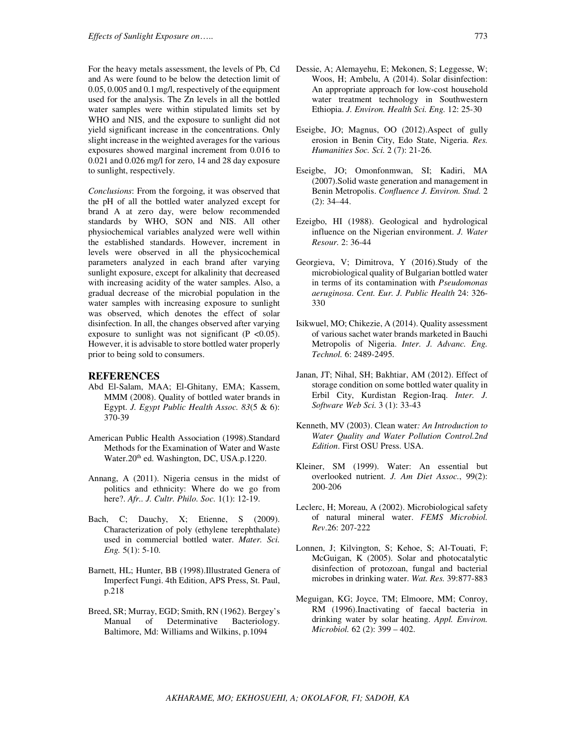For the heavy metals assessment, the levels of Pb, Cd and As were found to be below the detection limit of 0.05, 0.005 and 0.1 mg/l, respectively of the equipment used for the analysis. The Zn levels in all the bottled water samples were within stipulated limits set by WHO and NIS, and the exposure to sunlight did not yield significant increase in the concentrations. Only slight increase in the weighted averages for the various exposures showed marginal increment from 0.016 to 0.021 and 0.026 mg/l for zero, 14 and 28 day exposure to sunlight, respectively.

*Conclusions*: From the forgoing, it was observed that the pH of all the bottled water analyzed except for brand A at zero day, were below recommended standards by WHO, SON and NIS. All other physiochemical variables analyzed were well within the established standards. However, increment in levels were observed in all the physicochemical parameters analyzed in each brand after varying sunlight exposure, except for alkalinity that decreased with increasing acidity of the water samples. Also, a gradual decrease of the microbial population in the water samples with increasing exposure to sunlight was observed, which denotes the effect of solar disinfection. In all, the changes observed after varying exposure to sunlight was not significant ($P < 0.05$). However, it is advisable to store bottled water properly prior to being sold to consumers.

## REFERENCES

Abd El-Salam, MAA; El-Ghitany, EMA; Kassem, MMM (2008). Quality of bottled water brands in Egypt. *J. Egypt Public Health Assoc. 83*(5 & 6): 370-39

American Public Health Association (1998).Standard Methods for the Examination of Water and Waste Water.20th ed. Washington, DC, USA.p.1220.

Annang, A (2011). Nigeria census in the midst of politics and ethnicity: Where do we go from here?. *Afr.. J. Cultr. Philo. Soc.* 1(1): 12-19.

Bach, C; Dauchy, X; Etienne, S (2009). Characterization of poly (ethylene terephthalate) used in commercial bottled water. *Mater. Sci. Eng.* 5(1): 5-10.

Barnett, HL; Hunter, BB (1998).Illustrated Genera of Imperfect Fungi. 4th Edition, APS Press, St. Paul, p.218

Breed, SR; Murray, EGD; Smith, RN (1962). Bergey's Manual of Determinative Bacteriology. Baltimore, Md: Williams and Wilkins, p.1094

Dessie, A; Alemayehu, E; Mekonen, S; Leggesse, W; Woos, H; Ambelu, A (2014). Solar disinfection: An appropriate approach for low-cost household water treatment technology in Southwestern Ethiopia. *J. Environ. Health Sci. Eng.* 12: 25-30

Eseigbe, JO; Magnus, OO (2012).Aspect of gully erosion in Benin City, Edo State, Nigeria. *Res. Humanities Soc. Sci.* 2 (7): 21-26.

Eseigbe, JO; Omonfonmwan, SI; Kadiri, MA (2007).Solid waste generation and management in Benin Metropolis. *Confluence J. Environ. Stud.* 2 (2): 34–44.

Ezeigbo, HI (1988). Geological and hydrological influence on the Nigerian environment. *J. Water Resour.* 2: 36-44

Georgieva, V; Dimitrova, Y (2016).Study of the microbiological quality of Bulgarian bottled water in terms of its contamination with *Pseudomonas aeruginosa*. *Cent. Eur. J. Public Health* 24: 326-330

Isikwuel, MO; Chikezie, A (2014). Quality assessment of various sachet water brands marketed in Bauchi Metropolis of Nigeria. *Inter. J. Advanc. Eng. Technol.* 6: 2489-2495.

Janan, JT; Nihal, SH; Bakhtiar, AM (2012). Effect of storage condition on some bottled water quality in Erbil City, Kurdistan Region-Iraq. *Inter. J. Software Web Sci.* 3 (1): 33-43

Kenneth, MV (2003). Clean water*: An Introduction to Water Quality and Water Pollution Control.2nd Edition*. First OSU Press. USA.

Kleiner, SM (1999). Water: An essential but overlooked nutrient. *J. Am Diet Assoc.*, 99(2): 200-206

Leclerc, H; Moreau, A (2002). Microbiological safety of natural mineral water. *FEMS Microbiol. Rev*.26: 207-222

Lonnen, J; Kilvington, S; Kehoe, S; Al-Touati, F; McGuigan, K (2005). Solar and photocatalytic disinfection of protozoan, fungal and bacterial microbes in drinking water. *Wat. Res.* 39:877-883

Meguigan, KG; Joyce, TM; Elmoore, MM; Conroy, RM (1996).Inactivating of faecal bacteria in drinking water by solar heating. *Appl. Environ. Microbiol.* 62 (2): 399 – 402.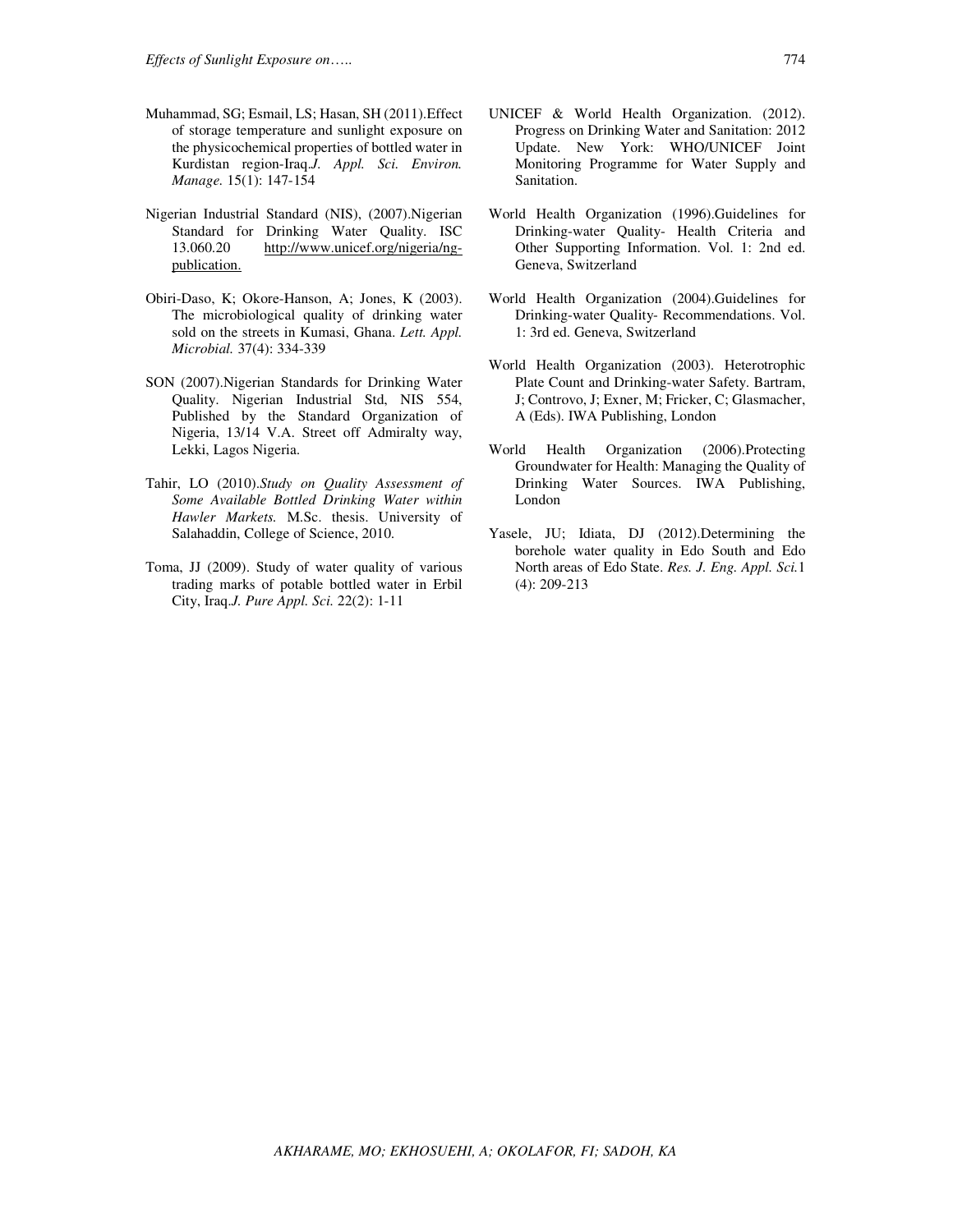Muhammad, SG; Esmail, LS; Hasan, SH (2011).Effect of storage temperature and sunlight exposure on the physicochemical properties of bottled water in Kurdistan region-Iraq.*J. Appl. Sci. Environ. Manage.* 15(1): 147-154

Nigerian Industrial Standard (NIS), (2007).Nigerian Standard for Drinking Water Quality. ISC 13.060.20 http://www.unicef.org/nigeria/ng-publication.

Obiri-Daso, K; Okore-Hanson, A; Jones, K (2003). The microbiological quality of drinking water sold on the streets in Kumasi, Ghana. *Lett. Appl. Microbial.* 37(4): 334-339

SON (2007).Nigerian Standards for Drinking Water Quality. Nigerian Industrial Std, NIS 554, Published by the Standard Organization of Nigeria, 13/14 V.A. Street off Admiralty way, Lekki, Lagos Nigeria.

Tahir, LO (2010).*Study on Quality Assessment of Some Available Bottled Drinking Water within Hawler Markets.* M.Sc. thesis. University of Salahaddin, College of Science, 2010.

Toma, JJ (2009). Study of water quality of various trading marks of potable bottled water in Erbil City, Iraq.*J. Pure Appl. Sci.* 22(2): 1-11

UNICEF & World Health Organization. (2012). Progress on Drinking Water and Sanitation: 2012 Update. New York: WHO/UNICEF Joint Monitoring Programme for Water Supply and Sanitation.

World Health Organization (1996).Guidelines for Drinking-water Quality- Health Criteria and Other Supporting Information. Vol. 1: 2nd ed. Geneva, Switzerland

World Health Organization (2004).Guidelines for Drinking-water Quality- Recommendations. Vol. 1: 3rd ed. Geneva, Switzerland

World Health Organization (2003). Heterotrophic Plate Count and Drinking-water Safety. Bartram, J; Controvo, J; Exner, M; Fricker, C; Glasmacher, A (Eds). IWA Publishing, London

World Health Organization (2006).Protecting Groundwater for Health: Managing the Quality of Drinking Water Sources. IWA Publishing, London

Yasele, JU; Idiata, DJ (2012).Determining the borehole water quality in Edo South and Edo North areas of Edo State. *Res. J. Eng. Appl. Sci.*1 (4): 209-213